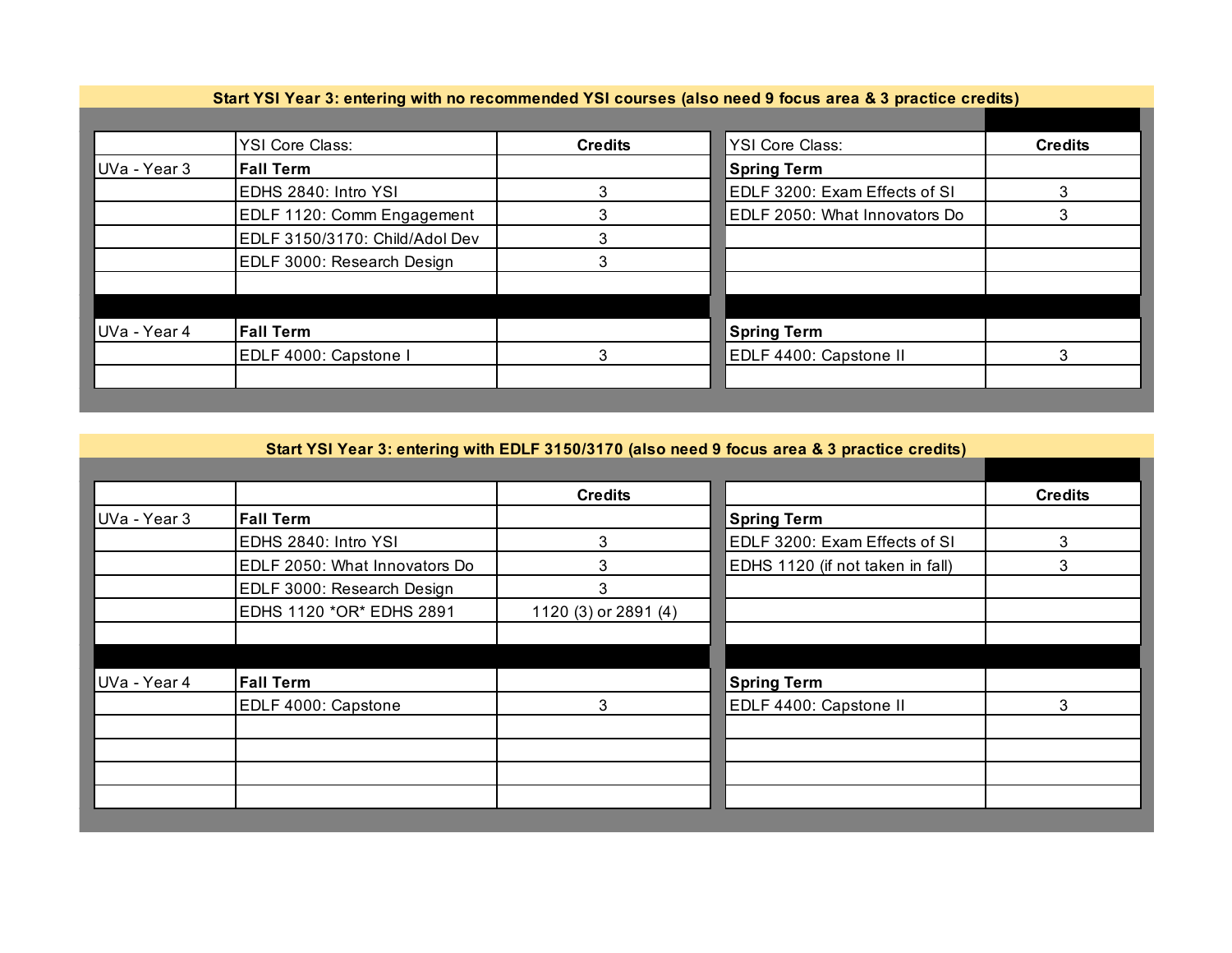## Start YSI Year 3: entering with no recommended YSI courses (also need 9 focus area & 3 practice credits)

| | YSI Core Class: | Credits | YSI Core Class: | Credits |
|---|---|---|---|---|
| UVa - Year 3 | **Fall Term** | | **Spring Term** | |
| | EDHS 2840: Intro YSI | 3 | EDLF 3200: Exam Effects of SI | 3 |
| | EDLF 1120: Comm Engagement | 3 | EDLF 2050: What Innovators Do | 3 |
| | EDLF 3150/3170: Child/Adol Dev | 3 | | |
| | EDLF 3000: Research Design | 3 | | |
| | | | | |
| UVa - Year 4 | **Fall Term** | | **Spring Term** | |
| | EDLF 4000: Capstone I | 3 | EDLF 4400: Capstone II | 3 |
| | | | | |

## Start YSI Year 3: entering with EDLF 3150/3170 (also need 9 focus area & 3 practice credits)

| | | Credits | | Credits |
|---|---|---|---|---|
| UVa - Year 3 | **Fall Term** | | **Spring Term** | |
| | EDHS 2840: Intro YSI | 3 | EDLF 3200: Exam Effects of SI | 3 |
| | EDLF 2050: What Innovators Do | 3 | EDHS 1120 (if not taken in fall) | 3 |
| | EDLF 3000: Research Design | 3 | | |
| | EDHS 1120 *OR* EDHS 2891 | 1120 (3) or 2891 (4) | | |
| | | | | |
| UVa - Year 4 | **Fall Term** | | **Spring Term** | |
| | EDLF 4000: Capstone | 3 | EDLF 4400: Capstone II | 3 |
| | | | | |
| | | | | |
| | | | | |
| | | | | |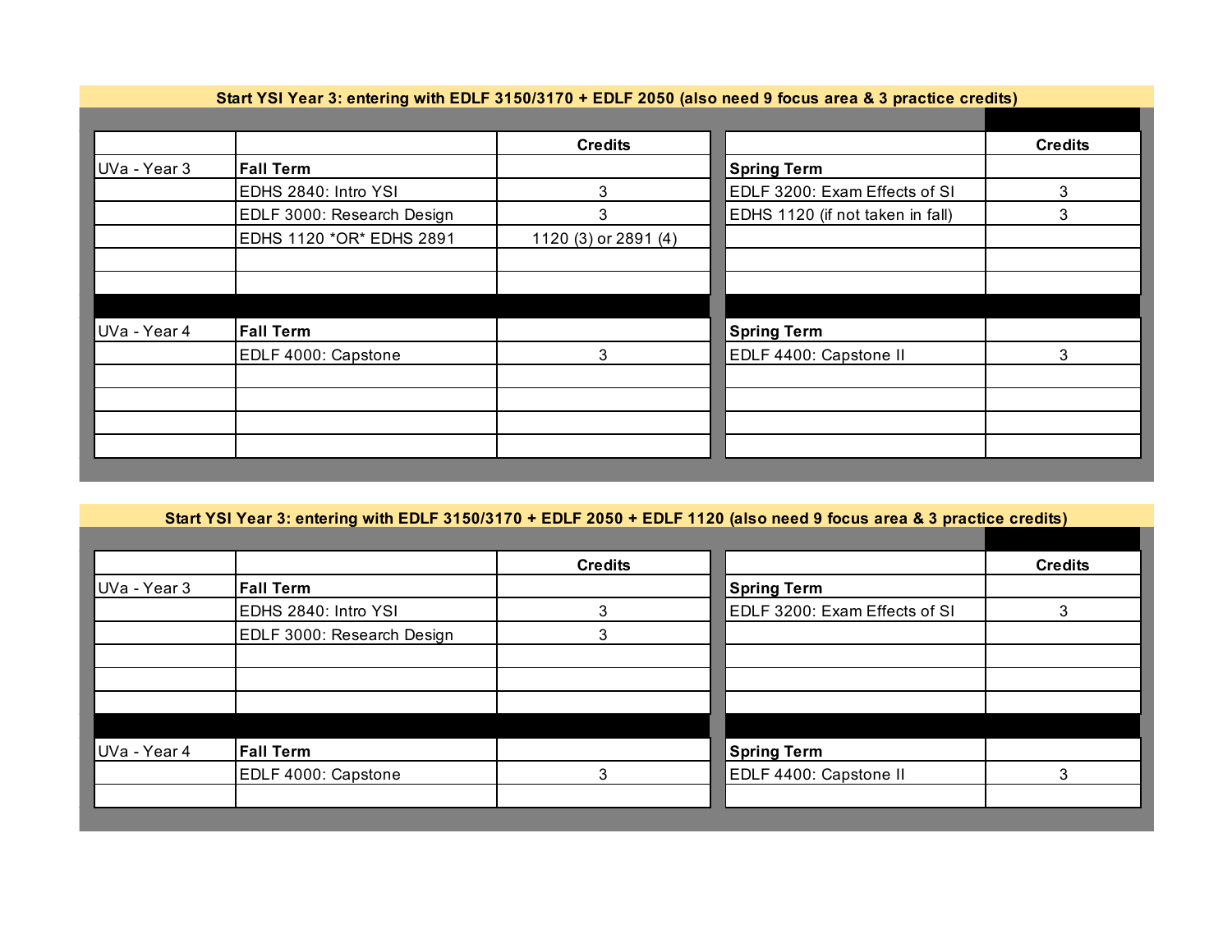**Start YSI Year 3: entering with EDLF 3150/3170 + EDLF 2050 (also need 9 focus area & 3 practice credits)**

| | | Credits | | Credits |
|---|---|---|---|---|
| UVa - Year 3 | **Fall Term** | | **Spring Term** | |
| | EDHS 2840: Intro YSI | 3 | EDLF 3200: Exam Effects of SI | 3 |
| | EDLF 3000: Research Design | 3 | EDHS 1120 (if not taken in fall) | 3 |
| | EDHS 1120 *OR* EDHS 2891 | 1120 (3) or 2891 (4) | | |
| | | | | |
| | | | | |
| UVa - Year 4 | **Fall Term** | | **Spring Term** | |
| | EDLF 4000: Capstone | 3 | EDLF 4400: Capstone II | 3 |
| | | | | |
| | | | | |
| | | | | |
| | | | | |

**Start YSI Year 3: entering with EDLF 3150/3170 + EDLF 2050 + EDLF 1120 (also need 9 focus area & 3 practice credits)**

| | | Credits | | Credits |
|---|---|---|---|---|
| UVa - Year 3 | **Fall Term** | | **Spring Term** | |
| | EDHS 2840: Intro YSI | 3 | EDLF 3200: Exam Effects of SI | 3 |
| | EDLF 3000: Research Design | 3 | | |
| | | | | |
| | | | | |
| | | | | |
| UVa - Year 4 | **Fall Term** | | **Spring Term** | |
| | EDLF 4000: Capstone | 3 | EDLF 4400: Capstone II | 3 |
| | | | | |